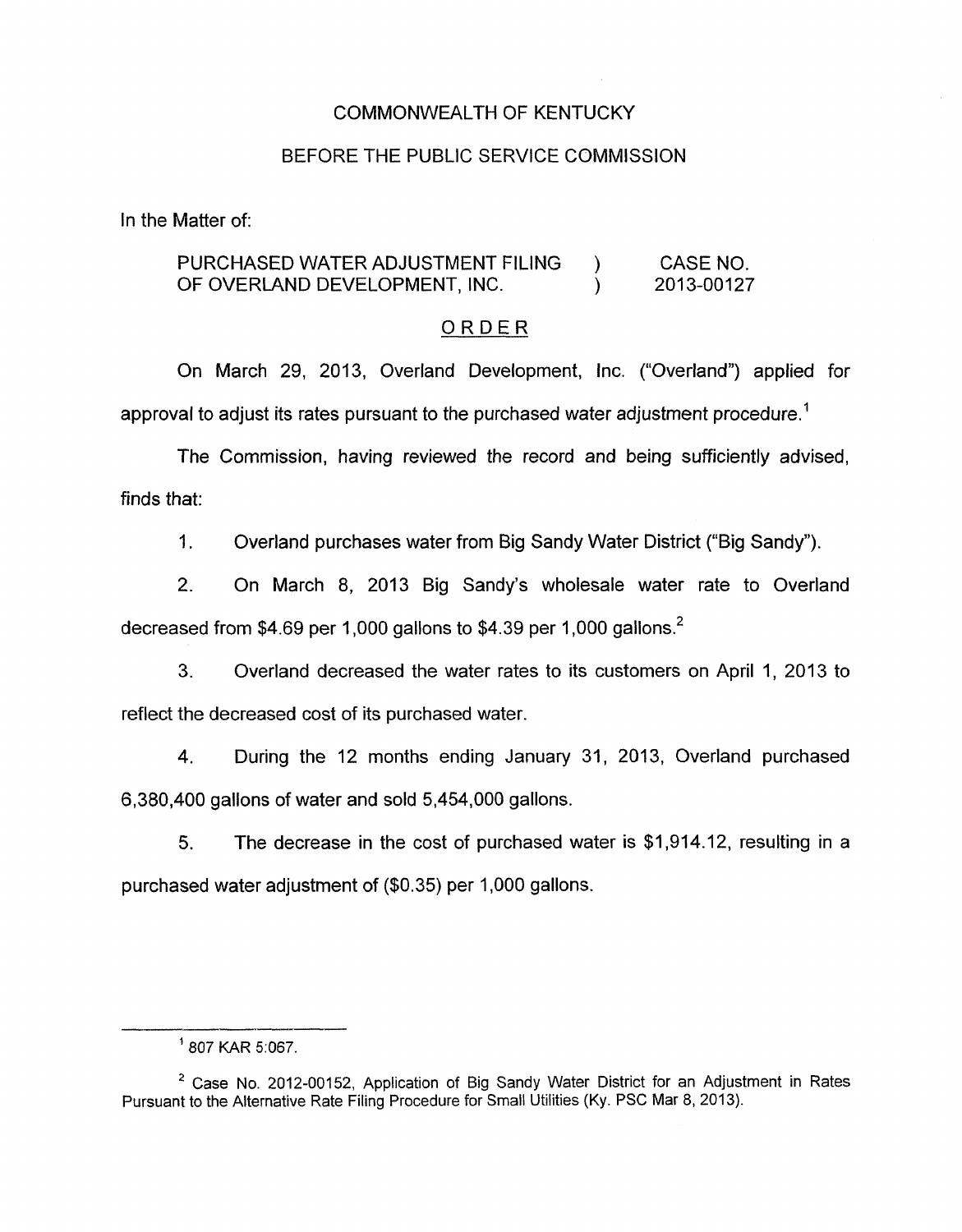COMMONWEALTH OF KENTUCKY

BEFORE THE PUBLIC SERVICE COMMISSION

In the Matter of:

| | | |
|---|---|---|
| PURCHASED WATER ADJUSTMENT FILING OF OVERLAND DEVELOPMENT, INC. | ) ) | CASE NO. 2013-00127 |

## ORDER

On March 29, 2013, Overland Development, Inc. ("Overland") applied for approval to adjust its rates pursuant to the purchased water adjustment procedure.[1]

The Commission, having reviewed the record and being sufficiently advised, finds that:

1. Overland purchases water from Big Sandy Water District ("Big Sandy").

2. On March 8, 2013 Big Sandy's wholesale water rate to Overland decreased from $4.69 per 1,000 gallons to $4.39 per 1,000 gallons.[2]

3. Overland decreased the water rates to its customers on April 1, 2013 to reflect the decreased cost of its purchased water.

4. During the 12 months ending January 31, 2013, Overland purchased 6,380,400 gallons of water and sold 5,454,000 gallons.

5. The decrease in the cost of purchased water is $1,914.12, resulting in a purchased water adjustment of ($0.35) per 1,000 gallons.

---

[1] 807 KAR 5:067.

[2] Case No. 2012-00152, Application of Big Sandy Water District for an Adjustment in Rates Pursuant to the Alternative Rate Filing Procedure for Small Utilities (Ky. PSC Mar 8, 2013).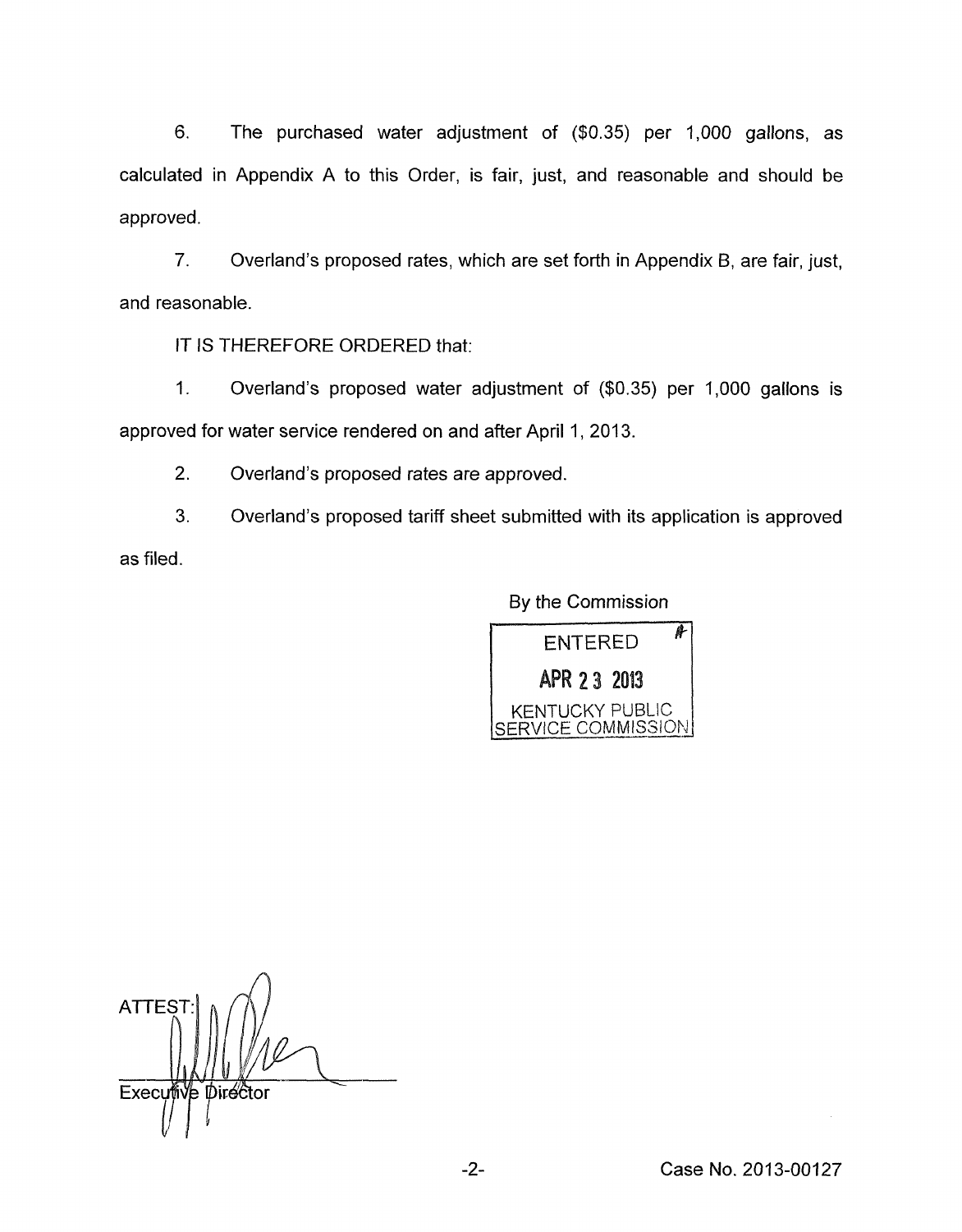6. The purchased water adjustment of ($0.35) per 1,000 gallons, as calculated in Appendix A to this Order, is fair, just, and reasonable and should be approved.

7. Overland's proposed rates, which are set forth in Appendix B, are fair, just, and reasonable.

IT IS THEREFORE ORDERED that:

1. Overland's proposed water adjustment of ($0.35) per 1,000 gallons is approved for water service rendered on and after April 1, 2013.

2. Overland's proposed rates are approved.

3. Overland's proposed tariff sheet submitted with its application is approved as filed.

By the Commission

ENTERED
APR 23 2013
KENTUCKY PUBLIC SERVICE COMMISSION

ATTEST:

Executive Director

Case No. 2013-00127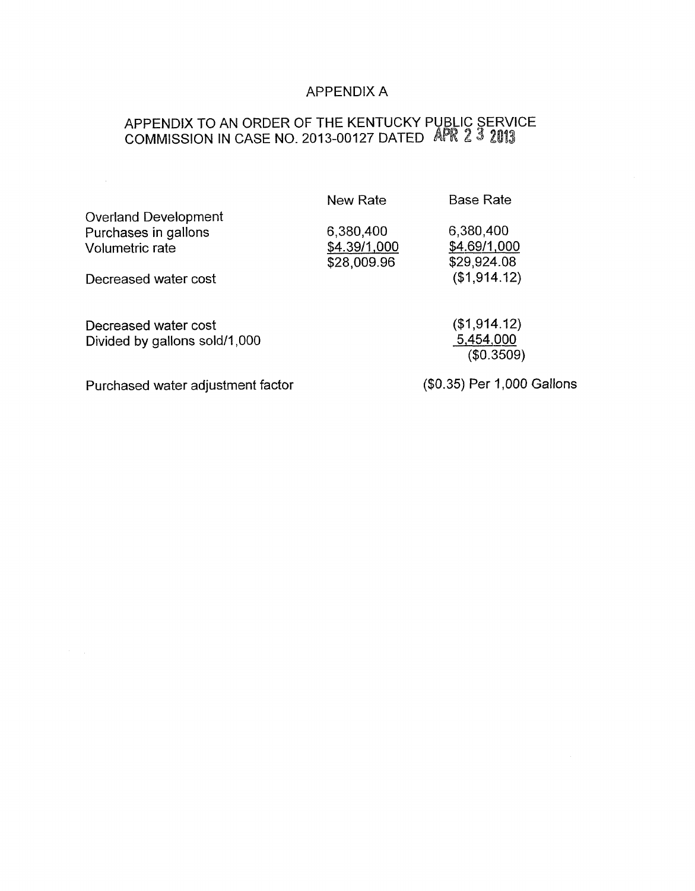# APPENDIX A

## APPENDIX TO AN ORDER OF THE KENTUCKY PUBLIC SERVICE COMMISSION IN CASE NO. 2013-00127 DATED APR 23 2013

| | New Rate | Base Rate |
|---|---|---|
| Overland Development | | |
| Purchases in gallons | 6,380,400 | 6,380,400 |
| Volumetric rate | $4.39/1,000 | $4.69/1,000 |
| | $28,009.96 | $29,924.08 |
| Decreased water cost | | ($1,914.12) |
| | | |
| Decreased water cost | | ($1,914.12) |
| Divided by gallons sold/1,000 | | 5,454,000 |
| | | ($0.3509) |
| | | |
| Purchased water adjustment factor | | ($0.35) Per 1,000 Gallons |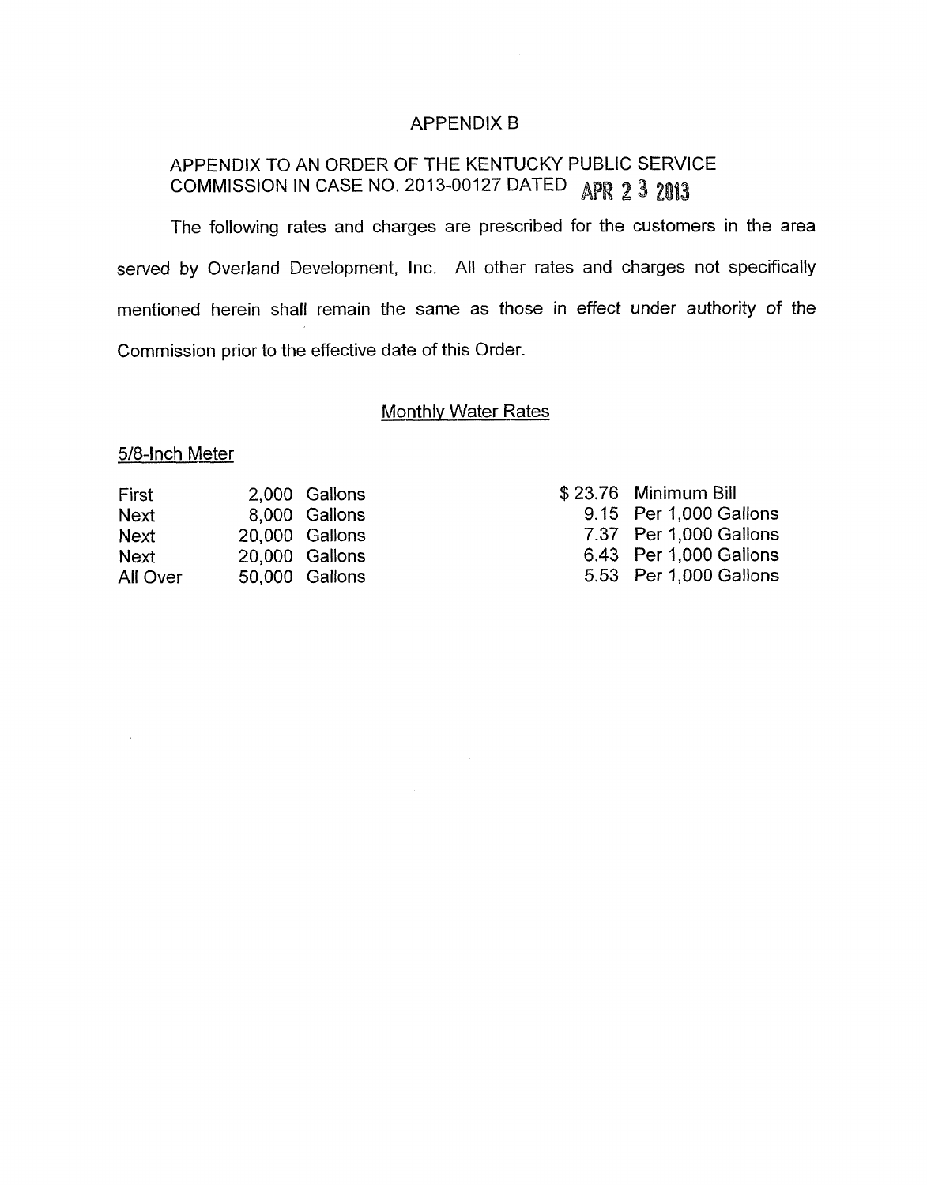# APPENDIX B

## APPENDIX TO AN ORDER OF THE KENTUCKY PUBLIC SERVICE COMMISSION IN CASE NO. 2013-00127 DATED APR 23 2013

The following rates and charges are prescribed for the customers in the area served by Overland Development, Inc. All other rates and charges not specifically mentioned herein shall remain the same as those in effect under authority of the Commission prior to the effective date of this Order.

### Monthly Water Rates

5/8-Inch Meter

| | | |
|---|---|---|
| First | 2,000 Gallons | $ 23.76 Minimum Bill |
| Next | 8,000 Gallons | 9.15 Per 1,000 Gallons |
| Next | 20,000 Gallons | 7.37 Per 1,000 Gallons |
| Next | 20,000 Gallons | 6.43 Per 1,000 Gallons |
| All Over | 50,000 Gallons | 5.53 Per 1,000 Gallons |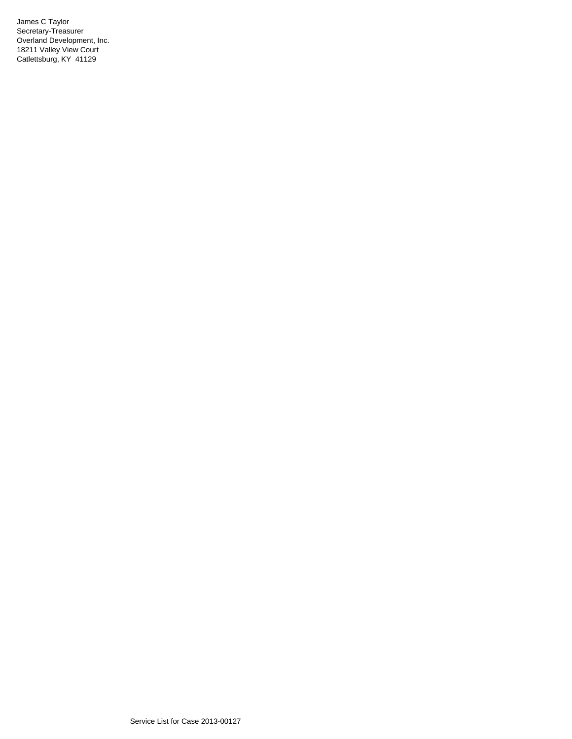James C Taylor
Secretary-Treasurer
Overland Development, Inc.
18211 Valley View Court
Catlettsburg, KY  41129

Service List for Case 2013-00127